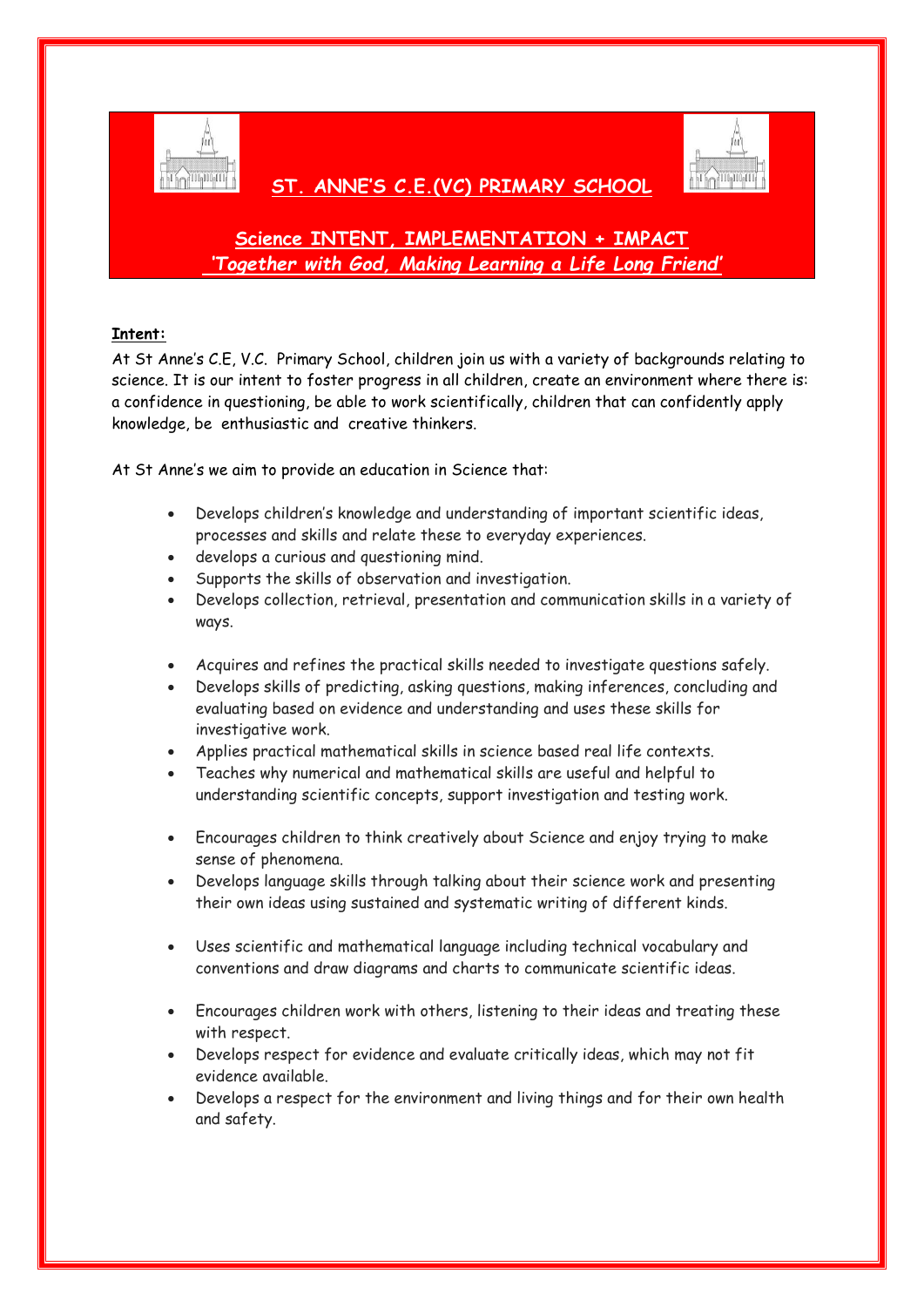# ST. ANNE'S C.E.(VC) PRIMARY SCHOOL

## Science INTENT, IMPLEMENTATION + IMPACT

***'Together with God, Making Learning a Life Long Friend'***

**Intent:**

At St Anne's C.E, V.C. Primary School, children join us with a variety of backgrounds relating to science. It is our intent to foster progress in all children, create an environment where there is: a confidence in questioning, be able to work scientifically, children that can confidently apply knowledge, be enthusiastic and creative thinkers.

At St Anne's we aim to provide an education in Science that:

- Develops children's knowledge and understanding of important scientific ideas, processes and skills and relate these to everyday experiences.
- develops a curious and questioning mind.
- Supports the skills of observation and investigation.
- Develops collection, retrieval, presentation and communication skills in a variety of ways.

- Acquires and refines the practical skills needed to investigate questions safely.
- Develops skills of predicting, asking questions, making inferences, concluding and evaluating based on evidence and understanding and uses these skills for investigative work.
- Applies practical mathematical skills in science based real life contexts.
- Teaches why numerical and mathematical skills are useful and helpful to understanding scientific concepts, support investigation and testing work.

- Encourages children to think creatively about Science and enjoy trying to make sense of phenomena.
- Develops language skills through talking about their science work and presenting their own ideas using sustained and systematic writing of different kinds.

- Uses scientific and mathematical language including technical vocabulary and conventions and draw diagrams and charts to communicate scientific ideas.

- Encourages children work with others, listening to their ideas and treating these with respect.
- Develops respect for evidence and evaluate critically ideas, which may not fit evidence available.
- Develops a respect for the environment and living things and for their own health and safety.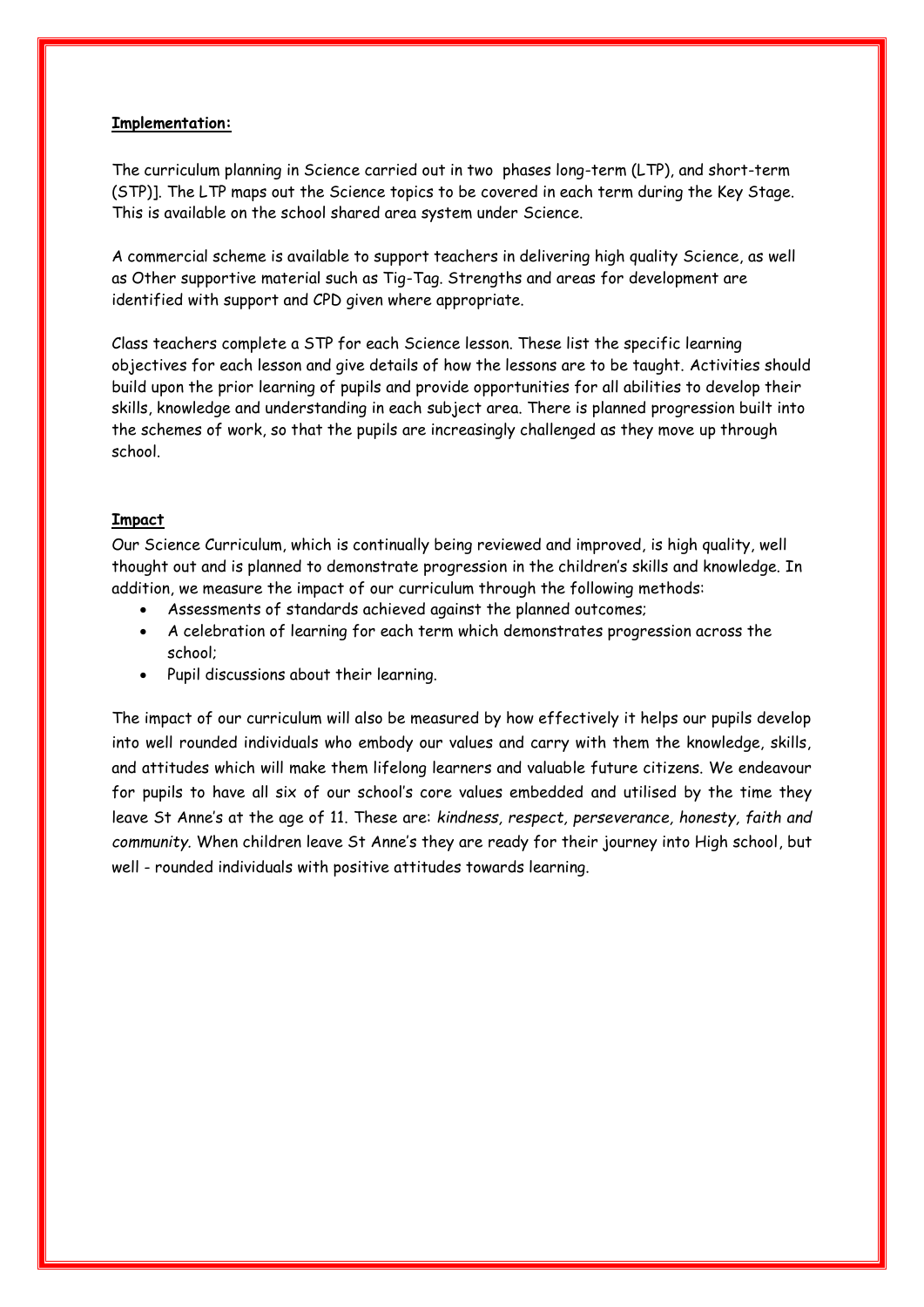**Implementation:**

The curriculum planning in Science carried out in two phases long-term (LTP), and short-term (STP)]. The LTP maps out the Science topics to be covered in each term during the Key Stage. This is available on the school shared area system under Science.

A commercial scheme is available to support teachers in delivering high quality Science, as well as Other supportive material such as Tig-Tag. Strengths and areas for development are identified with support and CPD given where appropriate.

Class teachers complete a STP for each Science lesson. These list the specific learning objectives for each lesson and give details of how the lessons are to be taught. Activities should build upon the prior learning of pupils and provide opportunities for all abilities to develop their skills, knowledge and understanding in each subject area. There is planned progression built into the schemes of work, so that the pupils are increasingly challenged as they move up through school.

**Impact**

Our Science Curriculum, which is continually being reviewed and improved, is high quality, well thought out and is planned to demonstrate progression in the children's skills and knowledge. In addition, we measure the impact of our curriculum through the following methods:

- Assessments of standards achieved against the planned outcomes;
- A celebration of learning for each term which demonstrates progression across the school;
- Pupil discussions about their learning.

The impact of our curriculum will also be measured by how effectively it helps our pupils develop into well rounded individuals who embody our values and carry with them the knowledge, skills, and attitudes which will make them lifelong learners and valuable future citizens. We endeavour for pupils to have all six of our school's core values embedded and utilised by the time they leave St Anne's at the age of 11. These are: *kindness, respect, perseverance, honesty, faith and community.* When children leave St Anne's they are ready for their journey into High school, but well - rounded individuals with positive attitudes towards learning.